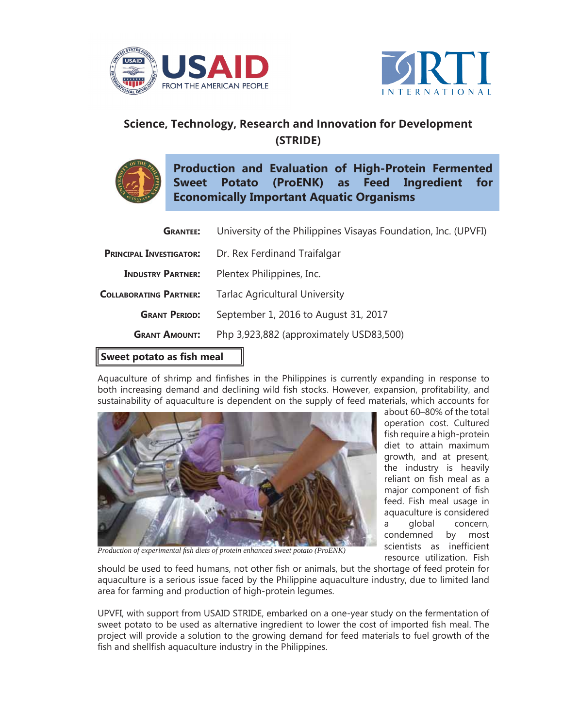## Science, Technology, Research and Innovation for Development (STRIDE)

### Production and Evaluation of High-Protein Fermented Sweet Potato (ProENK) as Feed Ingredient for Economically Important Aquatic Organisms

| | |
|---|---|
| **Grantee:** | University of the Philippines Visayas Foundation, Inc. (UPVFI) |
| **Principal Investigator:** | Dr. Rex Ferdinand Traifalgar |
| **Industry Partner:** | Plentex Philippines, Inc. |
| **Collaborating Partner:** | Tarlac Agricultural University |
| **Grant Period:** | September 1, 2016 to August 31, 2017 |
| **Grant Amount:** | Php 3,923,882 (approximately USD83,500) |

**Sweet potato as fish meal**

Aquaculture of shrimp and finfishes in the Philippines is currently expanding in response to both increasing demand and declining wild fish stocks. However, expansion, profitability, and sustainability of aquaculture is dependent on the supply of feed materials, which accounts for about 60–80% of the total operation cost. Cultured fish require a high-protein diet to attain maximum growth, and at present, the industry is heavily reliant on fish meal as a major component of fish feed. Fish meal usage in aquaculture is considered a global concern, condemned by most scientists as inefficient resource utilization. Fish should be used to feed humans, not other fish or animals, but the shortage of feed protein for aquaculture is a serious issue faced by the Philippine aquaculture industry, due to limited land area for farming and production of high-protein legumes.

*Production of experimental fish diets of protein enhanced sweet potato (ProENK)*

UPVFI, with support from USAID STRIDE, embarked on a one-year study on the fermentation of sweet potato to be used as alternative ingredient to lower the cost of imported fish meal. The project will provide a solution to the growing demand for feed materials to fuel growth of the fish and shellfish aquaculture industry in the Philippines.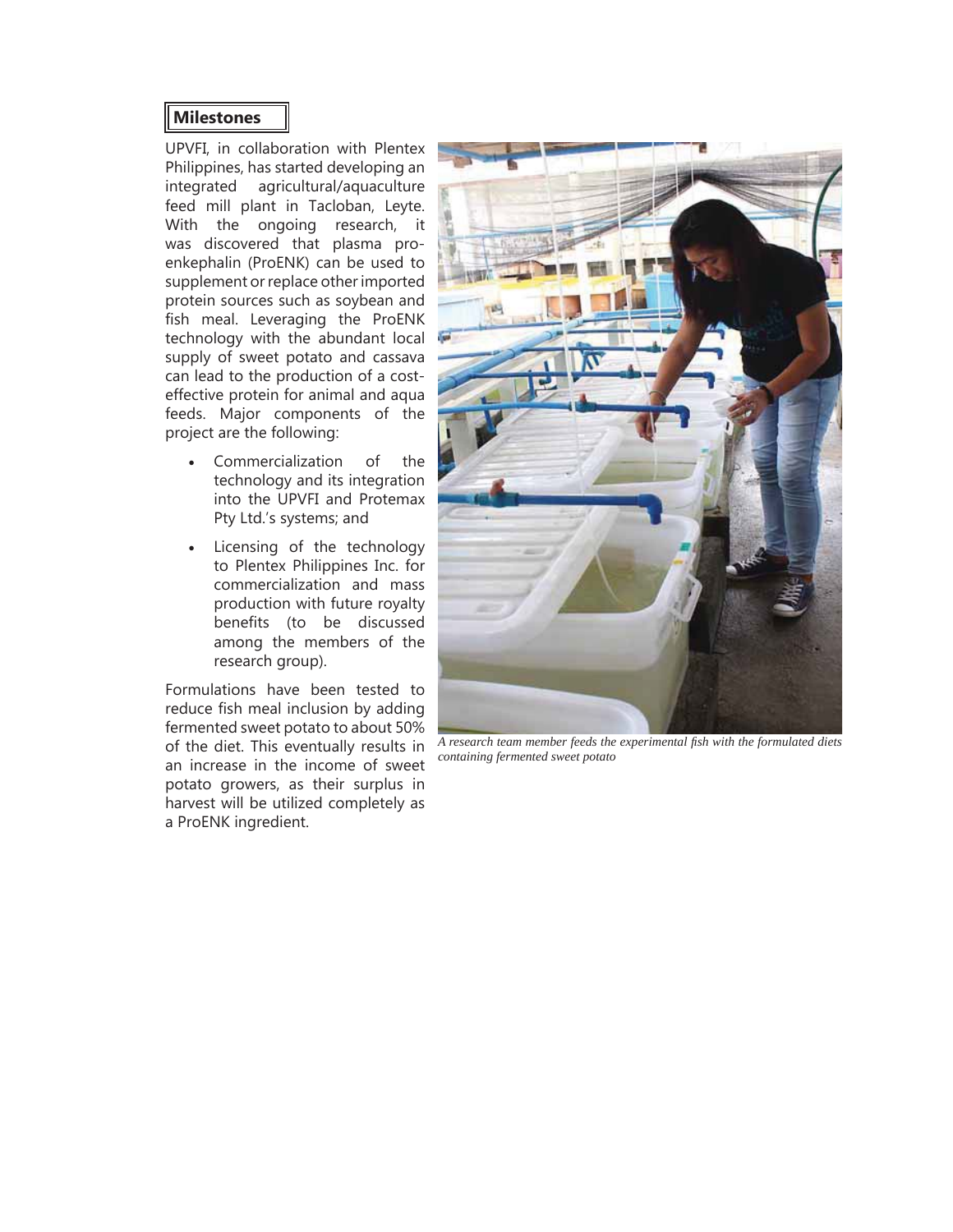## Milestones

UPVFI, in collaboration with Plentex Philippines, has started developing an integrated agricultural/aquaculture feed mill plant in Tacloban, Leyte. With the ongoing research, it was discovered that plasma pro-enkephalin (ProENK) can be used to supplement or replace other imported protein sources such as soybean and fish meal. Leveraging the ProENK technology with the abundant local supply of sweet potato and cassava can lead to the production of a cost-effective protein for animal and aqua feeds. Major components of the project are the following:

- Commercialization of the technology and its integration into the UPVFI and Protemax Pty Ltd.'s systems; and
- Licensing of the technology to Plentex Philippines Inc. for commercialization and mass production with future royalty benefits (to be discussed among the members of the research group).

Formulations have been tested to reduce fish meal inclusion by adding fermented sweet potato to about 50% of the diet. This eventually results in an increase in the income of sweet potato growers, as their surplus in harvest will be utilized completely as a ProENK ingredient.

*A research team member feeds the experimental fish with the formulated diets containing fermented sweet potato*